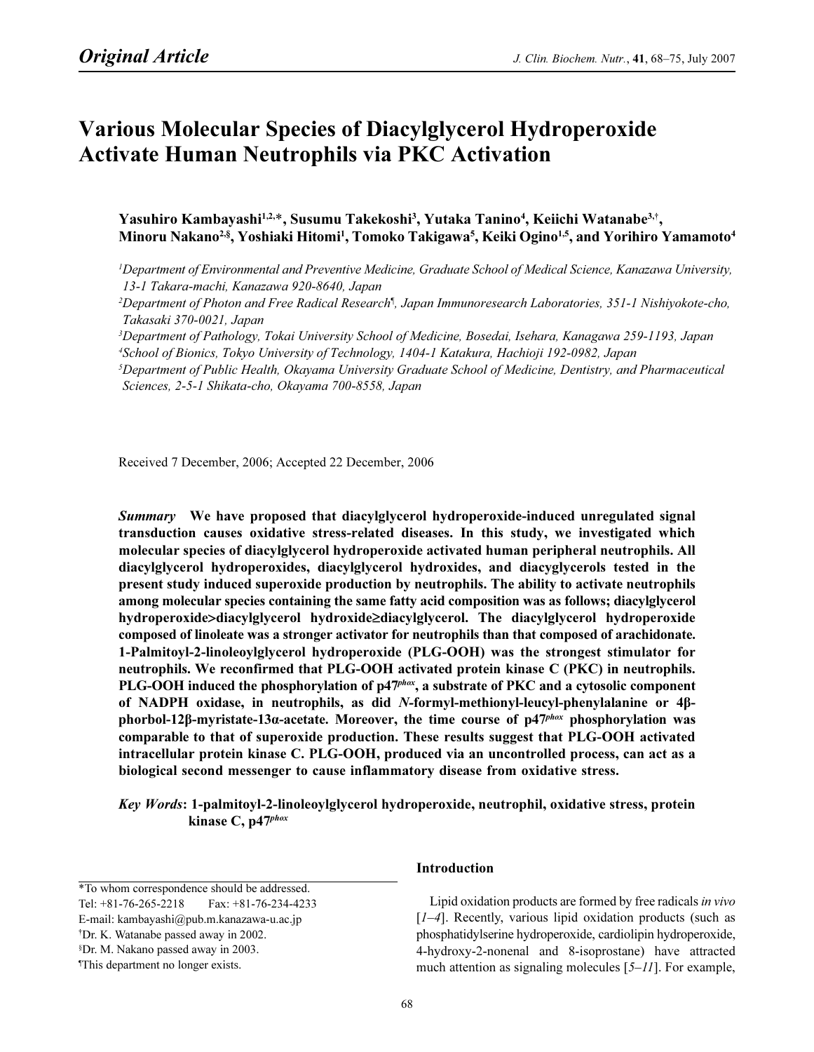*Original Article*

# Various Molecular Species of Diacylglycerol Hydroperoxide Activate Human Neutrophils via PKC Activation

**Yasuhiro Kambayashi[1,2,*], Susumu Takekoshi[3], Yutaka Tanino[4], Keiichi Watanabe[3,†], Minoru Nakano[2,§], Yoshiaki Hitomi[1], Tomoko Takigawa[5], Keiki Ogino[1,5], and Yorihiro Yamamoto[4]**

*[1]Department of Environmental and Preventive Medicine, Graduate School of Medical Science, Kanazawa University, 13-1 Takara-machi, Kanazawa 920-8640, Japan*
*[2]Department of Photon and Free Radical Research[¶], Japan Immunoresearch Laboratories, 351-1 Nishiyokote-cho, Takasaki 370-0021, Japan*
*[3]Department of Pathology, Tokai University School of Medicine, Bosedai, Isehara, Kanagawa 259-1193, Japan*
*[4]School of Bionics, Tokyo University of Technology, 1404-1 Katakura, Hachioji 192-0982, Japan*
*[5]Department of Public Health, Okayama University Graduate School of Medicine, Dentistry, and Pharmaceutical Sciences, 2-5-1 Shikata-cho, Okayama 700-8558, Japan*

Received 7 December, 2006; Accepted 22 December, 2006

***Summary*** **We have proposed that diacylglycerol hydroperoxide-induced unregulated signal transduction causes oxidative stress-related diseases. In this study, we investigated which molecular species of diacylglycerol hydroperoxide activated human peripheral neutrophils. All diacylglycerol hydroperoxides, diacylglycerol hydroxides, and diacyglycerols tested in the present study induced superoxide production by neutrophils. The ability to activate neutrophils among molecular species containing the same fatty acid composition was as follows; diacylglycerol hydroperoxide>diacylglycerol hydroxide≥diacylglycerol. The diacylglycerol hydroperoxide composed of linoleate was a stronger activator for neutrophils than that composed of arachidonate. 1-Palmitoyl-2-linoleoylglycerol hydroperoxide (PLG-OOH) was the strongest stimulator for neutrophils. We reconfirmed that PLG-OOH activated protein kinase C (PKC) in neutrophils. PLG-OOH induced the phosphorylation of p47*phox*, a substrate of PKC and a cytosolic component of NADPH oxidase, in neutrophils, as did *N*-formyl-methionyl-leucyl-phenylalanine or 4β-phorbol-12β-myristate-13α-acetate. Moreover, the time course of p47*phox* phosphorylation was comparable to that of superoxide production. These results suggest that PLG-OOH activated intracellular protein kinase C. PLG-OOH, produced via an uncontrolled process, can act as a biological second messenger to cause inflammatory disease from oxidative stress.**

***Key Words*: 1-palmitoyl-2-linoleoylglycerol hydroperoxide, neutrophil, oxidative stress, protein kinase C, p47*phox***

\*To whom correspondence should be addressed.
Tel: +81-76-265-2218 Fax: +81-76-234-4233
E-mail: kambayashi@pub.m.kanazawa-u.ac.jp
[†]Dr. K. Watanabe passed away in 2002.
[§]Dr. M. Nakano passed away in 2003.
[¶]This department no longer exists.

## Introduction

Lipid oxidation products are formed by free radicals *in vivo* [*1–4*]. Recently, various lipid oxidation products (such as phosphatidylserine hydroperoxide, cardiolipin hydroperoxide, 4-hydroxy-2-nonenal and 8-isoprostane) have attracted much attention as signaling molecules [*5–11*]. For example,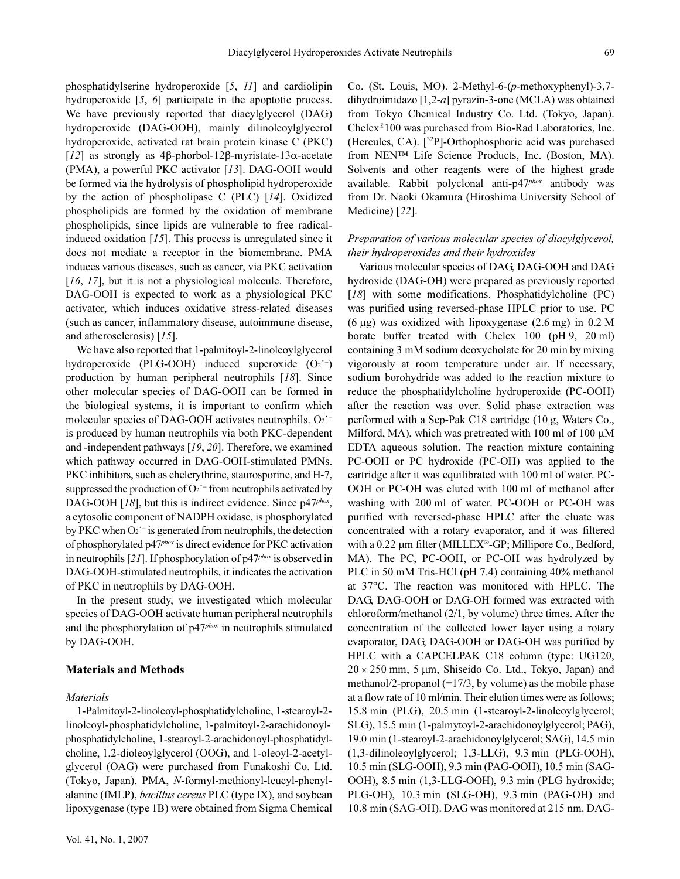phosphatidylserine hydroperoxide [5, 11] and cardiolipin hydroperoxide [5, 6] participate in the apoptotic process. We have previously reported that diacylglycerol (DAG) hydroperoxide (DAG-OOH), mainly dilinoleoylglycerol hydroperoxide, activated rat brain protein kinase C (PKC) [12] as strongly as 4β-phorbol-12β-myristate-13α-acetate (PMA), a powerful PKC activator [13]. DAG-OOH would be formed via the hydrolysis of phospholipid hydroperoxide by the action of phospholipase C (PLC) [14]. Oxidized phospholipids are formed by the oxidation of membrane phospholipids, since lipids are vulnerable to free radical-induced oxidation [15]. This process is unregulated since it does not mediate a receptor in the biomembrane. PMA induces various diseases, such as cancer, via PKC activation [16, 17], but it is not a physiological molecule. Therefore, DAG-OOH is expected to work as a physiological PKC activator, which induces oxidative stress-related diseases (such as cancer, inflammatory disease, autoimmune disease, and atherosclerosis) [15].

We have also reported that 1-palmitoyl-2-linoleoylglycerol hydroperoxide (PLG-OOH) induced superoxide ($O_2^{\cdot-}$) production by human peripheral neutrophils [18]. Since other molecular species of DAG-OOH can be formed in the biological systems, it is important to confirm which molecular species of DAG-OOH activates neutrophils. $O_2^{\cdot-}$ is produced by human neutrophils via both PKC-dependent and -independent pathways [19, 20]. Therefore, we examined which pathway occurred in DAG-OOH-stimulated PMNs. PKC inhibitors, such as chelerythrine, staurosporine, and H-7, suppressed the production of $O_2^{\cdot-}$ from neutrophils activated by DAG-OOH [18], but this is indirect evidence. Since p47*phox*, a cytosolic component of NADPH oxidase, is phosphorylated by PKC when $O_2^{\cdot-}$ is generated from neutrophils, the detection of phosphorylated p47*phox* is direct evidence for PKC activation in neutrophils [21]. If phosphorylation of p47*phox* is observed in DAG-OOH-stimulated neutrophils, it indicates the activation of PKC in neutrophils by DAG-OOH.

In the present study, we investigated which molecular species of DAG-OOH activate human peripheral neutrophils and the phosphorylation of p47*phox* in neutrophils stimulated by DAG-OOH.

## Materials and Methods

### *Materials*

1-Palmitoyl-2-linoleoyl-phosphatidylcholine, 1-stearoyl-2-linoleoyl-phosphatidylcholine, 1-palmitoyl-2-arachidonoyl-phosphatidylcholine, 1-stearoyl-2-arachidonoyl-phosphatidylcholine, 1,2-dioleoylglycerol (OOG), and 1-oleoyl-2-acetylglycerol (OAG) were purchased from Funakoshi Co. Ltd. (Tokyo, Japan). PMA, *N*-formyl-methionyl-leucyl-phenylalanine (fMLP), *bacillus cereus* PLC (type IX), and soybean lipoxygenase (type 1B) were obtained from Sigma Chemical Co. (St. Louis, MO). 2-Methyl-6-(*p*-methoxyphenyl)-3,7-dihydroimidazo [1,2-*a*] pyrazin-3-one (MCLA) was obtained from Tokyo Chemical Industry Co. Ltd. (Tokyo, Japan). Chelex®100 was purchased from Bio-Rad Laboratories, Inc. (Hercules, CA). [$^{32}$P]-Orthophosphoric acid was purchased from NEN™ Life Science Products, Inc. (Boston, MA). Solvents and other reagents were of the highest grade available. Rabbit polyclonal anti-p47*phox* antibody was from Dr. Naoki Okamura (Hiroshima University School of Medicine) [22].

### *Preparation of various molecular species of diacylglycerol, their hydroperoxides and their hydroxides*

Various molecular species of DAG, DAG-OOH and DAG hydroxide (DAG-OH) were prepared as previously reported [18] with some modifications. Phosphatidylcholine (PC) was purified using reversed-phase HPLC prior to use. PC (6 μg) was oxidized with lipoxygenase (2.6 mg) in 0.2 M borate buffer treated with Chelex 100 (pH 9, 20 ml) containing 3 mM sodium deoxycholate for 20 min by mixing vigorously at room temperature under air. If necessary, sodium borohydride was added to the reaction mixture to reduce the phosphatidylcholine hydroperoxide (PC-OOH) after the reaction was over. Solid phase extraction was performed with a Sep-Pak C18 cartridge (10 g, Waters Co., Milford, MA), which was pretreated with 100 ml of 100 μM EDTA aqueous solution. The reaction mixture containing PC-OOH or PC hydroxide (PC-OH) was applied to the cartridge after it was equilibrated with 100 ml of water. PC-OOH or PC-OH was eluted with 100 ml of methanol after washing with 200 ml of water. PC-OOH or PC-OH was purified with reversed-phase HPLC after the eluate was concentrated with a rotary evaporator, and it was filtered with a 0.22 μm filter (MILLEX®-GP; Millipore Co., Bedford, MA). The PC, PC-OOH, or PC-OH was hydrolyzed by PLC in 50 mM Tris-HCl (pH 7.4) containing 40% methanol at 37°C. The reaction was monitored with HPLC. The DAG, DAG-OOH or DAG-OH formed was extracted with chloroform/methanol (2/1, by volume) three times. After the concentration of the collected lower layer using a rotary evaporator, DAG, DAG-OOH or DAG-OH was purified by HPLC with a CAPCELPAK C18 column (type: UG120, 20 × 250 mm, 5 μm, Shiseido Co. Ltd., Tokyo, Japan) and methanol/2-propanol (=17/3, by volume) as the mobile phase at a flow rate of 10 ml/min. Their elution times were as follows; 15.8 min (PLG), 20.5 min (1-stearoyl-2-linoleoylglycerol; SLG), 15.5 min (1-palmytoyl-2-arachidonoylglycerol; PAG), 19.0 min (1-stearoyl-2-arachidonoylglycerol; SAG), 14.5 min (1,3-dilinoleoylglycerol; 1,3-LLG), 9.3 min (PLG-OOH), 10.5 min (SLG-OOH), 9.3 min (PAG-OOH), 10.5 min (SAG-OOH), 8.5 min (1,3-LLG-OOH), 9.3 min (PLG hydroxide; PLG-OH), 10.3 min (SLG-OH), 9.3 min (PAG-OH) and 10.8 min (SAG-OH). DAG was monitored at 215 nm. DAG-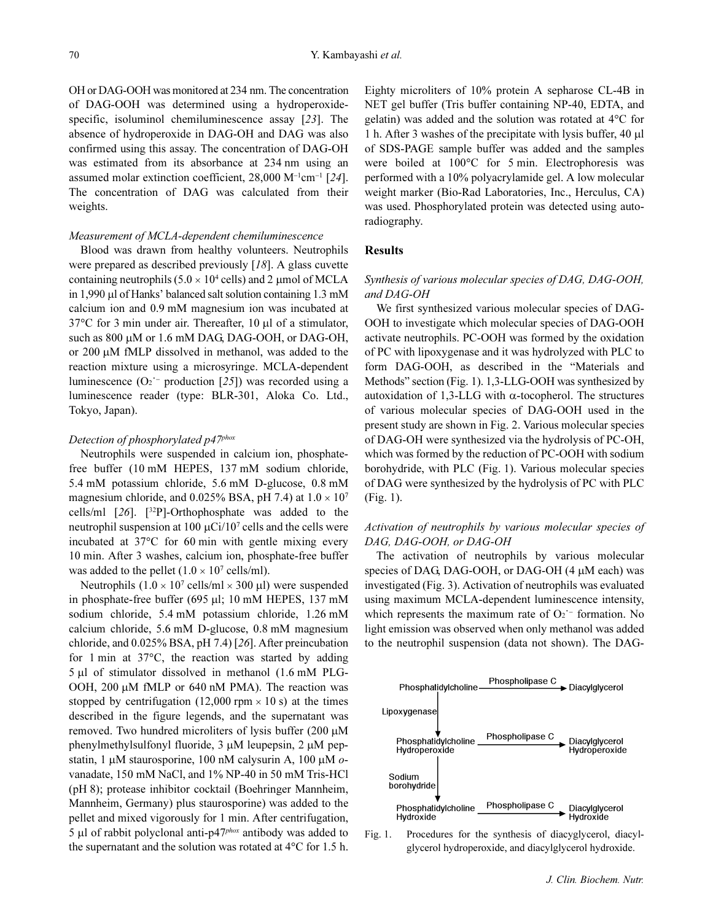OH or DAG-OOH was monitored at 234 nm. The concentration of DAG-OOH was determined using a hydroperoxide-specific, isoluminol chemiluminescence assay [*23*]. The absence of hydroperoxide in DAG-OH and DAG was also confirmed using this assay. The concentration of DAG-OH was estimated from its absorbance at 234 nm using an assumed molar extinction coefficient, 28,000 $M^{-1}cm^{-1}$ [*24*]. The concentration of DAG was calculated from their weights.

### *Measurement of MCLA-dependent chemiluminescence*

Blood was drawn from healthy volunteers. Neutrophils were prepared as described previously [*18*]. A glass cuvette containing neutrophils ($5.0 \times 10^4$ cells) and 2 µmol of MCLA in 1,990 µl of Hanks' balanced salt solution containing 1.3 mM calcium ion and 0.9 mM magnesium ion was incubated at 37°C for 3 min under air. Thereafter, 10 µl of a stimulator, such as 800 µM or 1.6 mM DAG, DAG-OOH, or DAG-OH, or 200 µM fMLP dissolved in methanol, was added to the reaction mixture using a microsyringe. MCLA-dependent luminescence ($O_2^{\cdot-}$ production [*25*]) was recorded using a luminescence reader (type: BLR-301, Aloka Co. Ltd., Tokyo, Japan).

### *Detection of phosphorylated p47^phox^*

Neutrophils were suspended in calcium ion, phosphate-free buffer (10 mM HEPES, 137 mM sodium chloride, 5.4 mM potassium chloride, 5.6 mM D-glucose, 0.8 mM magnesium chloride, and 0.025% BSA, pH 7.4) at $1.0 \times 10^7$ cells/ml [*26*]. [$^{32}$P]-Orthophosphate was added to the neutrophil suspension at 100 µCi/$10^7$ cells and the cells were incubated at 37°C for 60 min with gentle mixing every 10 min. After 3 washes, calcium ion, phosphate-free buffer was added to the pellet ($1.0 \times 10^7$ cells/ml).

Neutrophils ($1.0 \times 10^7$ cells/ml × 300 µl) were suspended in phosphate-free buffer (695 µl; 10 mM HEPES, 137 mM sodium chloride, 5.4 mM potassium chloride, 1.26 mM calcium chloride, 5.6 mM D-glucose, 0.8 mM magnesium chloride, and 0.025% BSA, pH 7.4) [*26*]. After preincubation for 1 min at 37°C, the reaction was started by adding 5 µl of stimulator dissolved in methanol (1.6 mM PLG-OOH, 200 µM fMLP or 640 nM PMA). The reaction was stopped by centrifugation (12,000 rpm × 10 s) at the times described in the figure legends, and the supernatant was removed. Two hundred microliters of lysis buffer (200 µM phenylmethylsulfonyl fluoride, 3 µM leupepsin, 2 µM pepstatin, 1 µM staurosporine, 100 nM calysurin A, 100 µM *o*-vanadate, 150 mM NaCl, and 1% NP-40 in 50 mM Tris-HCl (pH 8); protease inhibitor cocktail (Boehringer Mannheim, Mannheim, Germany) plus staurosporine) was added to the pellet and mixed vigorously for 1 min. After centrifugation, 5 µl of rabbit polyclonal anti-p47^phox^ antibody was added to the supernatant and the solution was rotated at 4°C for 1.5 h. Eighty microliters of 10% protein A sepharose CL-4B in NET gel buffer (Tris buffer containing NP-40, EDTA, and gelatin) was added and the solution was rotated at 4°C for 1 h. After 3 washes of the precipitate with lysis buffer, 40 µl of SDS-PAGE sample buffer was added and the samples were boiled at 100°C for 5 min. Electrophoresis was performed with a 10% polyacrylamide gel. A low molecular weight marker (Bio-Rad Laboratories, Inc., Herculus, CA) was used. Phosphorylated protein was detected using autoradiography.

## Results

### *Synthesis of various molecular species of DAG, DAG-OOH, and DAG-OH*

We first synthesized various molecular species of DAG-OOH to investigate which molecular species of DAG-OOH activate neutrophils. PC-OOH was formed by the oxidation of PC with lipoxygenase and it was hydrolyzed with PLC to form DAG-OOH, as described in the "Materials and Methods" section (Fig. 1). 1,3-LLG-OOH was synthesized by autoxidation of 1,3-LLG with α-tocopherol. The structures of various molecular species of DAG-OOH used in the present study are shown in Fig. 2. Various molecular species of DAG-OH were synthesized via the hydrolysis of PC-OH, which was formed by the reduction of PC-OOH with sodium borohydride, with PLC (Fig. 1). Various molecular species of DAG were synthesized by the hydrolysis of PC with PLC (Fig. 1).

### *Activation of neutrophils by various molecular species of DAG, DAG-OOH, or DAG-OH*

The activation of neutrophils by various molecular species of DAG, DAG-OOH, or DAG-OH (4 µM each) was investigated (Fig. 3). Activation of neutrophils was evaluated using maximum MCLA-dependent luminescence intensity, which represents the maximum rate of $O_2^{\cdot-}$ formation. No light emission was observed when only methanol was added to the neutrophil suspension (data not shown). The DAG-

```
Phosphatidylcholine  --Phospholipase C-->  Diacylglycerol
        |
   Lipoxygenase
        v
Phosphatidylcholine  --Phospholipase C-->  Diacylglycerol
Hydroperoxide                              Hydroperoxide
        |
   Sodium
   borohydride
        v
Phosphatidylcholine  --Phospholipase C-->  Diacylglycerol
Hydroxide                                  Hydroxide
```

Fig. 1. Procedures for the synthesis of diacylglycerol, diacylglycerol hydroperoxide, and diacylglycerol hydroxide.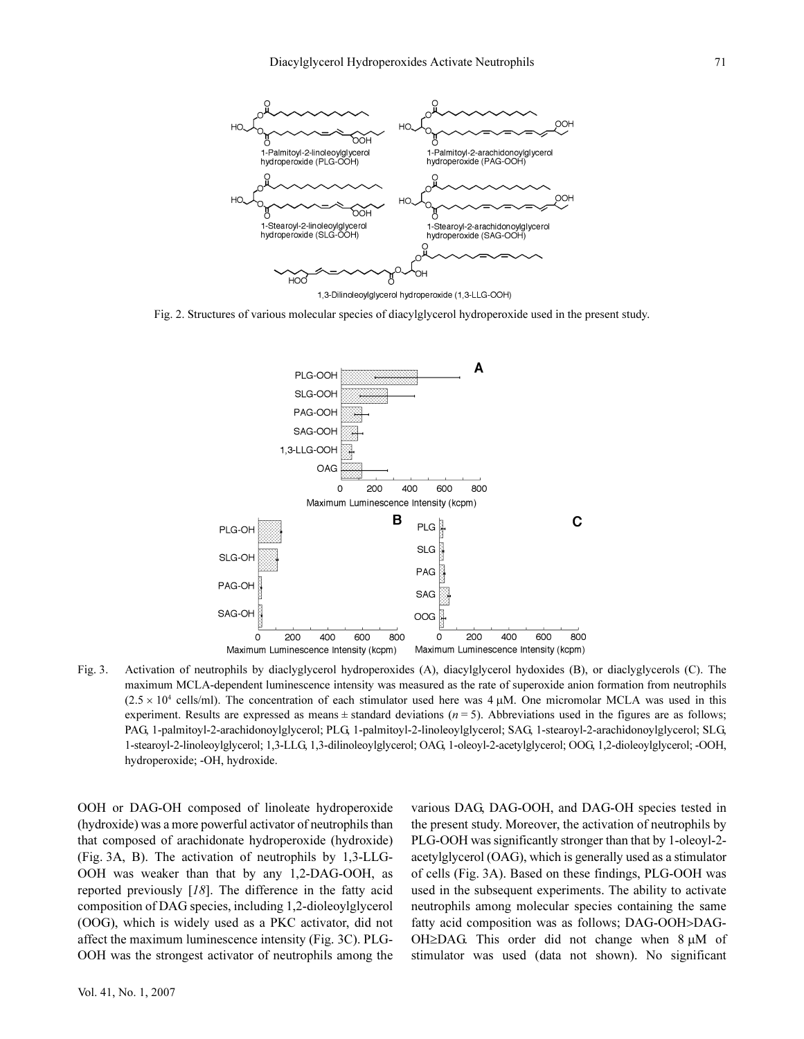Fig. 2. Structures of various molecular species of diacylglycerol hydroperoxide used in the present study.

Fig. 3. Activation of neutrophils by diaclyglycerol hydroperoxides (A), diacylglycerol hydoxides (B), or diaclyglycerols (C). The maximum MCLA-dependent luminescence intensity was measured as the rate of superoxide anion formation from neutrophils ($2.5 \times 10^4$ cells/ml). The concentration of each stimulator used here was 4 μM. One micromolar MCLA was used in this experiment. Results are expressed as means ± standard deviations ($n = 5$). Abbreviations used in the figures are as follows; PAG, 1-palmitoyl-2-arachidonoylglycerol; PLG, 1-palmitoyl-2-linoleoylglycerol; SAG, 1-stearoyl-2-arachidonoylglycerol; SLG, 1-stearoyl-2-linoleoylglycerol; 1,3-LLG, 1,3-dilinoleoylglycerol; OAG, 1-oleoyl-2-acetylglycerol; OOG, 1,2-dioleoylglycerol; -OOH, hydroperoxide; -OH, hydroxide.

OOH or DAG-OH composed of linoleate hydroperoxide (hydroxide) was a more powerful activator of neutrophils than that composed of arachidonate hydroperoxide (hydroxide) (Fig. 3A, B). The activation of neutrophils by 1,3-LLG-OOH was weaker than that by any 1,2-DAG-OOH, as reported previously [*18*]. The difference in the fatty acid composition of DAG species, including 1,2-dioleoylglycerol (OOG), which is widely used as a PKC activator, did not affect the maximum luminescence intensity (Fig. 3C). PLG-OOH was the strongest activator of neutrophils among the various DAG, DAG-OOH, and DAG-OH species tested in the present study. Moreover, the activation of neutrophils by PLG-OOH was significantly stronger than that by 1-oleoyl-2-acetylglycerol (OAG), which is generally used as a stimulator of cells (Fig. 3A). Based on these findings, PLG-OOH was used in the subsequent experiments. The ability to activate neutrophils among molecular species containing the same fatty acid composition was as follows; DAG-OOH>DAG-OH≥DAG. This order did not change when 8 μM of stimulator was used (data not shown). No significant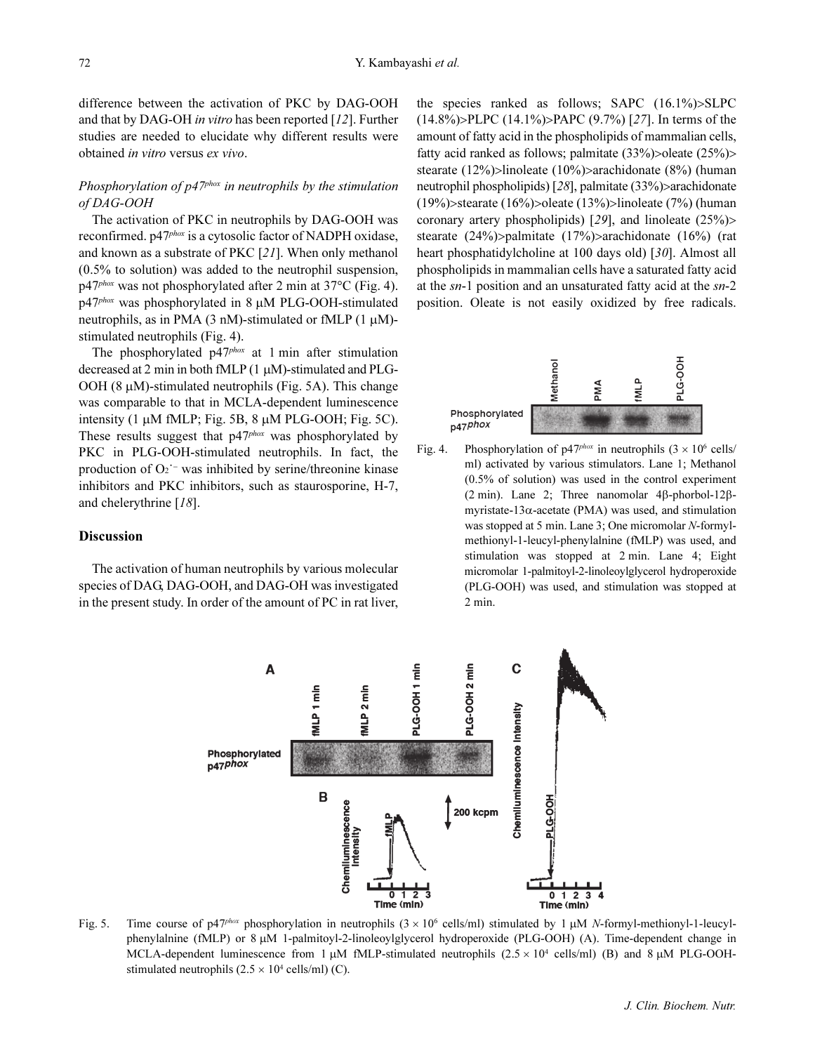difference between the activation of PKC by DAG-OOH and that by DAG-OH *in vitro* has been reported [12]. Further studies are needed to elucidate why different results were obtained *in vitro* versus *ex vivo*.

### *Phosphorylation of p47[phox] in neutrophils by the stimulation of DAG-OOH*

The activation of PKC in neutrophils by DAG-OOH was reconfirmed. p47[phox] is a cytosolic factor of NADPH oxidase, and known as a substrate of PKC [21]. When only methanol (0.5% to solution) was added to the neutrophil suspension, p47[phox] was not phosphorylated after 2 min at 37°C (Fig. 4). p47[phox] was phosphorylated in 8 μM PLG-OOH-stimulated neutrophils, as in PMA (3 nM)-stimulated or fMLP (1 μM)-stimulated neutrophils (Fig. 4).

The phosphorylated p47[phox] at 1 min after stimulation decreased at 2 min in both fMLP (1 μM)-stimulated and PLG-OOH (8 μM)-stimulated neutrophils (Fig. 5A). This change was comparable to that in MCLA-dependent luminescence intensity (1 μM fMLP; Fig. 5B, 8 μM PLG-OOH; Fig. 5C). These results suggest that p47[phox] was phosphorylated by PKC in PLG-OOH-stimulated neutrophils. In fact, the production of $O_2^{\cdot -}$ was inhibited by serine/threonine kinase inhibitors and PKC inhibitors, such as staurosporine, H-7, and chelerythrine [18].

## Discussion

The activation of human neutrophils by various molecular species of DAG, DAG-OOH, and DAG-OH was investigated in the present study. In order of the amount of PC in rat liver, the species ranked as follows; SAPC (16.1%)>SLPC (14.8%)>PLPC (14.1%)>PAPC (9.7%) [27]. In terms of the amount of fatty acid in the phospholipids of mammalian cells, fatty acid ranked as follows; palmitate (33%)>oleate (25%)> stearate (12%)>linoleate (10%)>arachidonate (8%) (human neutrophil phospholipids) [28], palmitate (33%)>arachidonate (19%)>stearate (16%)>oleate (13%)>linoleate (7%) (human coronary artery phospholipids) [29], and linoleate (25%)> stearate (24%)>palmitate (17%)>arachidonate (16%) (rat heart phosphatidylcholine at 100 days old) [30]. Almost all phospholipids in mammalian cells have a saturated fatty acid at the *sn*-1 position and an unsaturated fatty acid at the *sn*-2 position. Oleate is not easily oxidized by free radicals.

Fig. 4. Phosphorylation of p47[phox] in neutrophils ($3 \times 10^6$ cells/ml) activated by various stimulators. Lane 1; Methanol (0.5% of solution) was used in the control experiment (2 min). Lane 2; Three nanomolar 4β-phorbol-12β-myristate-13α-acetate (PMA) was used, and stimulation was stopped at 5 min. Lane 3; One micromolar *N*-formyl-methionyl-1-leucyl-phenylalnine (fMLP) was used, and stimulation was stopped at 2 min. Lane 4; Eight micromolar 1-palmitoyl-2-linoleoylglycerol hydroperoxide (PLG-OOH) was used, and stimulation was stopped at 2 min.

Fig. 5. Time course of p47[phox] phosphorylation in neutrophils ($3 \times 10^6$ cells/ml) stimulated by 1 μM *N*-formyl-methionyl-1-leucyl-phenylalnine (fMLP) or 8 μM 1-palmitoyl-2-linoleoylglycerol hydroperoxide (PLG-OOH) (A). Time-dependent change in MCLA-dependent luminescence from 1 μM fMLP-stimulated neutrophils ($2.5 \times 10^4$ cells/ml) (B) and 8 μM PLG-OOH-stimulated neutrophils ($2.5 \times 10^4$ cells/ml) (C).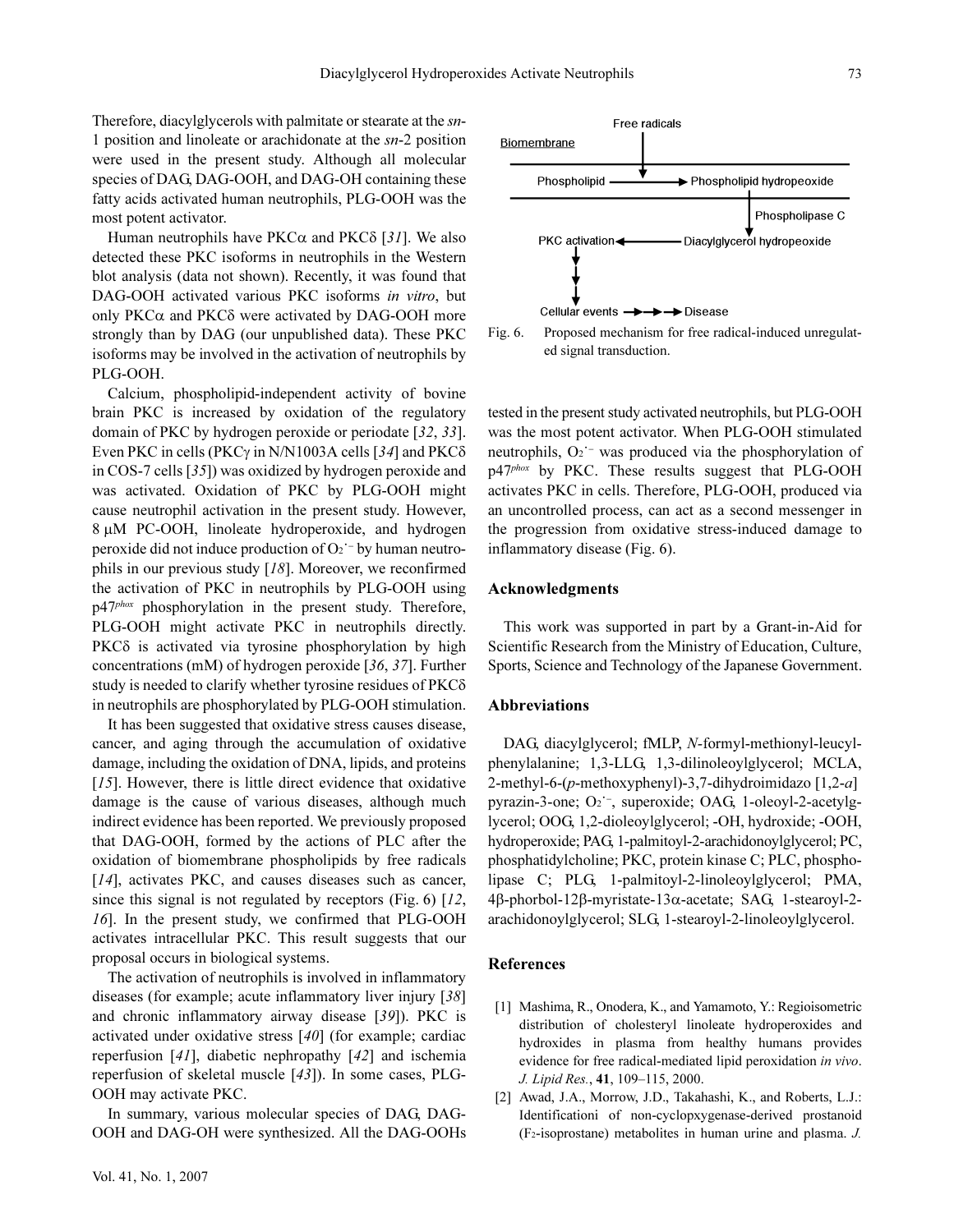Therefore, diacylglycerols with palmitate or stearate at the *sn*-1 position and linoleate or arachidonate at the *sn*-2 position were used in the present study. Although all molecular species of DAG, DAG-OOH, and DAG-OH containing these fatty acids activated human neutrophils, PLG-OOH was the most potent activator.

Human neutrophils have PKCα and PKCδ [31]. We also detected these PKC isoforms in neutrophils in the Western blot analysis (data not shown). Recently, it was found that DAG-OOH activated various PKC isoforms *in vitro*, but only PKCα and PKCδ were activated by DAG-OOH more strongly than by DAG (our unpublished data). These PKC isoforms may be involved in the activation of neutrophils by PLG-OOH.

Calcium, phospholipid-independent activity of bovine brain PKC is increased by oxidation of the regulatory domain of PKC by hydrogen peroxide or periodate [32, 33]. Even PKC in cells (PKCγ in N/N1003A cells [34] and PKCδ in COS-7 cells [35]) was oxidized by hydrogen peroxide and was activated. Oxidation of PKC by PLG-OOH might cause neutrophil activation in the present study. However, 8 μM PC-OOH, linoleate hydroperoxide, and hydrogen peroxide did not induce production of $O_2^{\cdot -}$ by human neutrophils in our previous study [18]. Moreover, we reconfirmed the activation of PKC in neutrophils by PLG-OOH using p47*phox* phosphorylation in the present study. Therefore, PLG-OOH might activate PKC in neutrophils directly. PKCδ is activated via tyrosine phosphorylation by high concentrations (mM) of hydrogen peroxide [36, 37]. Further study is needed to clarify whether tyrosine residues of PKCδ in neutrophils are phosphorylated by PLG-OOH stimulation.

It has been suggested that oxidative stress causes disease, cancer, and aging through the accumulation of oxidative damage, including the oxidation of DNA, lipids, and proteins [15]. However, there is little direct evidence that oxidative damage is the cause of various diseases, although much indirect evidence has been reported. We previously proposed that DAG-OOH, formed by the actions of PLC after the oxidation of biomembrane phospholipids by free radicals [14], activates PKC, and causes diseases such as cancer, since this signal is not regulated by receptors (Fig. 6) [12, 16]. In the present study, we confirmed that PLG-OOH activates intracellular PKC. This result suggests that our proposal occurs in biological systems.

The activation of neutrophils is involved in inflammatory diseases (for example; acute inflammatory liver injury [38] and chronic inflammatory airway disease [39]). PKC is activated under oxidative stress [40] (for example; cardiac reperfusion [41], diabetic nephropathy [42] and ischemia reperfusion of skeletal muscle [43]). In some cases, PLG-OOH may activate PKC.

In summary, various molecular species of DAG, DAG-OOH and DAG-OH were synthesized. All the DAG-OOHs tested in the present study activated neutrophils, but PLG-OOH was the most potent activator. When PLG-OOH stimulated neutrophils, $O_2^{\cdot -}$ was produced via the phosphorylation of p47*phox* by PKC. These results suggest that PLG-OOH activates PKC in cells. Therefore, PLG-OOH, produced via an uncontrolled process, can act as a second messenger in the progression from oxidative stress-induced damage to inflammatory disease (Fig. 6).

Fig. 6. Proposed mechanism for free radical-induced unregulated signal transduction.

## Acknowledgments

This work was supported in part by a Grant-in-Aid for Scientific Research from the Ministry of Education, Culture, Sports, Science and Technology of the Japanese Government.

## Abbreviations

DAG, diacylglycerol; fMLP, *N*-formyl-methionyl-leucyl-phenylalanine; 1,3-LLG, 1,3-dilinoleoylglycerol; MCLA, 2-methyl-6-(*p*-methoxyphenyl)-3,7-dihydroimidazo [1,2-*a*] pyrazin-3-one; $O_2^{\cdot -}$, superoxide; OAG, 1-oleoyl-2-acetylglycerol; OOG, 1,2-dioleoylglycerol; -OH, hydroxide; -OOH, hydroperoxide; PAG, 1-palmitoyl-2-arachidonoylglycerol; PC, phosphatidylcholine; PKC, protein kinase C; PLC, phospholipase C; PLG, 1-palmitoyl-2-linoleoylglycerol; PMA, 4β-phorbol-12β-myristate-13α-acetate; SAG, 1-stearoyl-2-arachidonoylglycerol; SLG, 1-stearoyl-2-linoleoylglycerol.

## References

[1] Mashima, R., Onodera, K., and Yamamoto, Y.: Regioisometric distribution of cholesteryl linoleate hydroperoxides and hydroxides in plasma from healthy humans provides evidence for free radical-mediated lipid peroxidation *in vivo*. *J. Lipid Res.*, **41**, 109–115, 2000.

[2] Awad, J.A., Morrow, J.D., Takahashi, K., and Roberts, L.J.: Identificationi of non-cyclopxygenase-derived prostanoid ($F_2$-isoprostane) metabolites in human urine and plasma. *J.*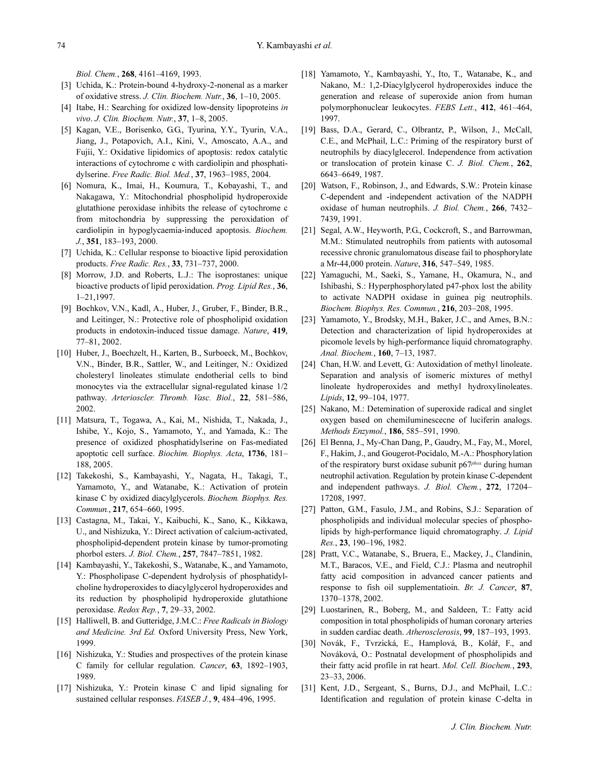*Biol. Chem.*, **268**, 4161–4169, 1993.

[3] Uchida, K.: Protein-bound 4-hydroxy-2-nonenal as a marker of oxidative stress. *J. Clin. Biochem. Nutr.*, **36**, 1–10, 2005.

[4] Itabe, H.: Searching for oxidized low-density lipoproteins *in vivo*. *J. Clin. Biochem. Nutr.*, **37**, 1–8, 2005.

[5] Kagan, V.E., Borisenko, G.G., Tyurina, Y.Y., Tyurin, V.A., Jiang, J., Potapovich, A.I., Kini, V., Amoscato, A.A., and Fujii, Y.: Oxidative lipidomics of apoptosis: redox catalytic interactions of cytochrome c with cardiolipin and phosphatidylserine. *Free Radic. Biol. Med.*, **37**, 1963–1985, 2004.

[6] Nomura, K., Imai, H., Koumura, T., Kobayashi, T., and Nakagawa, Y.: Mitochondrial phospholipid hydroperoxide glutathione peroxidase inhibits the release of cytochrome c from mitochondria by suppressing the peroxidation of cardiolipin in hypoglycaemia-induced apoptosis. *Biochem. J.*, **351**, 183–193, 2000.

[7] Uchida, K.: Cellular response to bioactive lipid peroxidation products. *Free Radic. Res.*, **33**, 731–737, 2000.

[8] Morrow, J.D. and Roberts, L.J.: The isoprostanes: unique bioactive products of lipid peroxidation. *Prog. Lipid Res.*, **36**, 1–21,1997.

[9] Bochkov, V.N., Kadl, A., Huber, J., Gruber, F., Binder, B.R., and Leitinger, N.: Protective role of phospholipid oxidation products in endotoxin-induced tissue damage. *Nature*, **419**, 77–81, 2002.

[10] Huber, J., Boechzelt, H., Karten, B., Surboeck, M., Bochkov, V.N., Binder, B.R., Sattler, W., and Leitinger, N.: Oxidized cholesteryl linoleates stimulate endotherial cells to bind monocytes via the extracellular signal-regulated kinase 1/2 pathway. *Arterioscler. Thromb. Vasc. Biol.*, **22**, 581–586, 2002.

[11] Matsura, T., Togawa, A., Kai, M., Nishida, T., Nakada, J., Ishibe, Y., Kojo, S., Yamamoto, Y., and Yamada, K.: The presence of oxidized phosphatidylserine on Fas-mediated apoptotic cell surface. *Biochim. Biophys. Acta*, **1736**, 181–188, 2005.

[12] Takekoshi, S., Kambayashi, Y., Nagata, H., Takagi, T., Yamamoto, Y., and Watanabe, K.: Activation of protein kinase C by oxidized diacylglycerols. *Biochem. Biophys. Res. Commun.*, **217**, 654–660, 1995.

[13] Castagna, M., Takai, Y., Kaibuchi, K., Sano, K., Kikkawa, U., and Nishizuka, Y.: Direct activation of calcium-activated, phospholipid-dependent protein kinase by tumor-promoting phorbol esters. *J. Biol. Chem.*, **257**, 7847–7851, 1982.

[14] Kambayashi, Y., Takekoshi, S., Watanabe, K., and Yamamoto, Y.: Phospholipase C-dependent hydrolysis of phosphatidylcholine hydroperoxides to diacylglycerol hydroperoxides and its reduction by phospholipid hydroperoxide glutathione peroxidase. *Redox Rep.*, **7**, 29–33, 2002.

[15] Halliwell, B. and Gutteridge, J.M.C.: *Free Radicals in Biology and Medicine. 3rd Ed.* Oxford University Press, New York, 1999.

[16] Nishizuka, Y.: Studies and prospectives of the protein kinase C family for cellular regulation. *Cancer*, **63**, 1892–1903, 1989.

[17] Nishizuka, Y.: Protein kinase C and lipid signaling for sustained cellular responses. *FASEB J.*, **9**, 484–496, 1995.

[18] Yamamoto, Y., Kambayashi, Y., Ito, T., Watanabe, K., and Nakano, M.: 1,2-Diacylglycerol hydroperoxides induce the generation and release of superoxide anion from human polymorphonuclear leukocytes. *FEBS Lett.*, **412**, 461–464, 1997.

[19] Bass, D.A., Gerard, C., Olbrantz, P., Wilson, J., McCall, C.E., and McPhail, L.C.: Priming of the respiratory burst of neutrophils by diacylglecerol. Independence from activation or translocation of protein kinase C. *J. Biol. Chem.*, **262**, 6643–6649, 1987.

[20] Watson, F., Robinson, J., and Edwards, S.W.: Protein kinase C-dependent and -independent activation of the NADPH oxidase of human neutrophils. *J. Biol. Chem.*, **266**, 7432–7439, 1991.

[21] Segal, A.W., Heyworth, P.G., Cockcroft, S., and Barrowman, M.M.: Stimulated neutrophils from patients with autosomal recessive chronic granulomatous disease fail to phosphorylate a Mr-44,000 protein. *Nature*, **316**, 547–549, 1985.

[22] Yamaguchi, M., Saeki, S., Yamane, H., Okamura, N., and Ishibashi, S.: Hyperphosphorylated p47-phox lost the ability to activate NADPH oxidase in guinea pig neutrophils. *Biochem. Biophys. Res. Commun.*, **216**, 203–208, 1995.

[23] Yamamoto, Y., Brodsky, M.H., Baker, J.C., and Ames, B.N.: Detection and characterization of lipid hydroperoxides at picomole levels by high-performance liquid chromatography. *Anal. Biochem.*, **160**, 7–13, 1987.

[24] Chan, H.W. and Levett, G.: Autoxidation of methyl linoleate. Separation and analysis of isomeric mixtures of methyl linoleate hydroperoxides and methyl hydroxylinoleates. *Lipids*, **12**, 99–104, 1977.

[25] Nakano, M.: Detemination of superoxide radical and singlet oxygen based on chemiluminescecne of luciferin analogs. *Methods Enzymol.*, **186**, 585–591, 1990.

[26] El Benna, J., My-Chan Dang, P., Gaudry, M., Fay, M., Morel, F., Hakim, J., and Gougerot-Pocidalo, M.-A.: Phosphorylation of the respiratory burst oxidase subunit p67$^{phox}$ during human neutrophil activation. Regulation by protein kinase C-dependent and independent pathways. *J. Biol. Chem.*, **272**, 17204–17208, 1997.

[27] Patton, G.M., Fasulo, J.M., and Robins, S.J.: Separation of phospholipids and individual molecular species of phospholipids by high-performance liquid chromatography. *J. Lipid Res.*, **23**, 190–196, 1982.

[28] Pratt, V.C., Watanabe, S., Bruera, E., Mackey, J., Clandinin, M.T., Baracos, V.E., and Field, C.J.: Plasma and neutrophil fatty acid composition in advanced cancer patients and response to fish oil supplementatioin. *Br. J. Cancer*, **87**, 1370–1378, 2002.

[29] Luostarinen, R., Boberg, M., and Saldeen, T.: Fatty acid composition in total phospholipids of human coronary arteries in sudden cardiac death. *Atherosclerosis*, **99**, 187–193, 1993.

[30] Novák, F., Tvrzická, E., Hamplová, B., Kolář, F., and Nováková, O.: Postnatal development of phospholipids and their fatty acid profile in rat heart. *Mol. Cell. Biochem.*, **293**, 23–33, 2006.

[31] Kent, J.D., Sergeant, S., Burns, D.J., and McPhail, L.C.: Identification and regulation of protein kinase C-delta in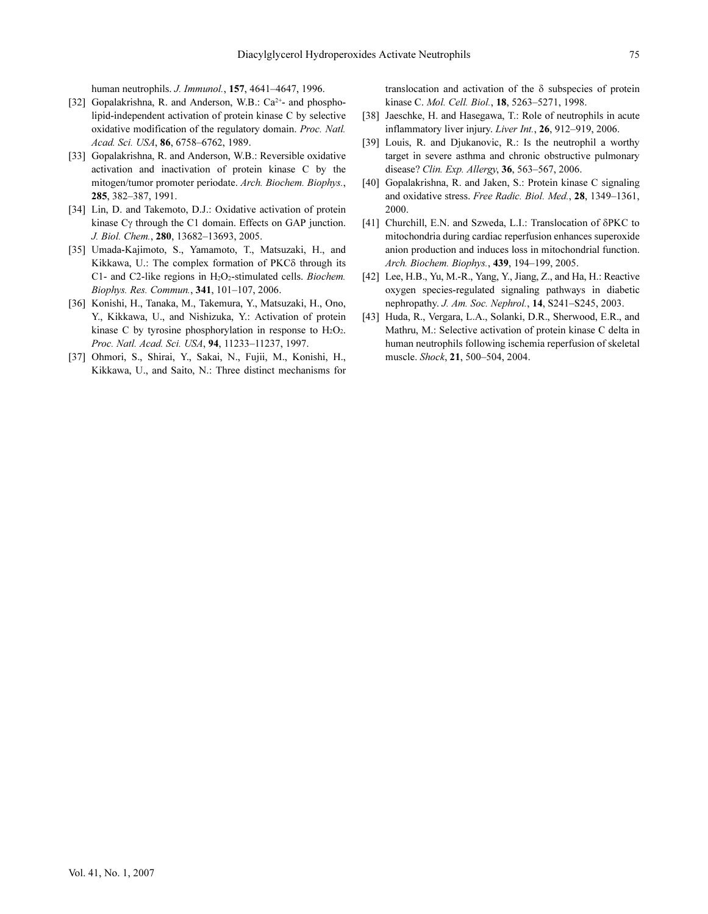human neutrophils. *J. Immunol.*, **157**, 4641–4647, 1996.

[32] Gopalakrishna, R. and Anderson, W.B.: $Ca^{2+}$- and phospholipid-independent activation of protein kinase C by selective oxidative modification of the regulatory domain. *Proc. Natl. Acad. Sci. USA*, **86**, 6758–6762, 1989.

[33] Gopalakrishna, R. and Anderson, W.B.: Reversible oxidative activation and inactivation of protein kinase C by the mitogen/tumor promoter periodate. *Arch. Biochem. Biophys.*, **285**, 382–387, 1991.

[34] Lin, D. and Takemoto, D.J.: Oxidative activation of protein kinase Cγ through the C1 domain. Effects on GAP junction. *J. Biol. Chem.*, **280**, 13682–13693, 2005.

[35] Umada-Kajimoto, S., Yamamoto, T., Matsuzaki, H., and Kikkawa, U.: The complex formation of PKCδ through its C1- and C2-like regions in $H_2O_2$-stimulated cells. *Biochem. Biophys. Res. Commun.*, **341**, 101–107, 2006.

[36] Konishi, H., Tanaka, M., Takemura, Y., Matsuzaki, H., Ono, Y., Kikkawa, U., and Nishizuka, Y.: Activation of protein kinase C by tyrosine phosphorylation in response to $H_2O_2$. *Proc. Natl. Acad. Sci. USA*, **94**, 11233–11237, 1997.

[37] Ohmori, S., Shirai, Y., Sakai, N., Fujii, M., Konishi, H., Kikkawa, U., and Saito, N.: Three distinct mechanisms for translocation and activation of the δ subspecies of protein kinase C. *Mol. Cell. Biol.*, **18**, 5263–5271, 1998.

[38] Jaeschke, H. and Hasegawa, T.: Role of neutrophils in acute inflammatory liver injury. *Liver Int.*, **26**, 912–919, 2006.

[39] Louis, R. and Djukanovic, R.: Is the neutrophil a worthy target in severe asthma and chronic obstructive pulmonary disease? *Clin. Exp. Allergy*, **36**, 563–567, 2006.

[40] Gopalakrishna, R. and Jaken, S.: Protein kinase C signaling and oxidative stress. *Free Radic. Biol. Med.*, **28**, 1349–1361, 2000.

[41] Churchill, E.N. and Szweda, L.I.: Translocation of δPKC to mitochondria during cardiac reperfusion enhances superoxide anion production and induces loss in mitochondrial function. *Arch. Biochem. Biophys.*, **439**, 194–199, 2005.

[42] Lee, H.B., Yu, M.-R., Yang, Y., Jiang, Z., and Ha, H.: Reactive oxygen species-regulated signaling pathways in diabetic nephropathy. *J. Am. Soc. Nephrol.*, **14**, S241–S245, 2003.

[43] Huda, R., Vergara, L.A., Solanki, D.R., Sherwood, E.R., and Mathru, M.: Selective activation of protein kinase C delta in human neutrophils following ischemia reperfusion of skeletal muscle. *Shock*, **21**, 500–504, 2004.